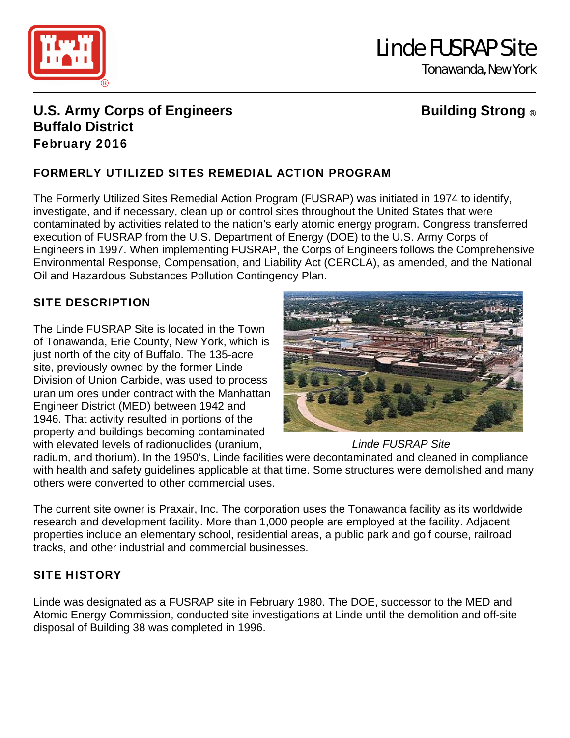# Linde FUSRAP Site

Tonawanda, New York

**U.S. Army Corps of Engineers**
**Buffalo District**
**February 2016**

**Building Strong ®**

## FORMERLY UTILIZED SITES REMEDIAL ACTION PROGRAM

The Formerly Utilized Sites Remedial Action Program (FUSRAP) was initiated in 1974 to identify, investigate, and if necessary, clean up or control sites throughout the United States that were contaminated by activities related to the nation's early atomic energy program. Congress transferred execution of FUSRAP from the U.S. Department of Energy (DOE) to the U.S. Army Corps of Engineers in 1997. When implementing FUSRAP, the Corps of Engineers follows the Comprehensive Environmental Response, Compensation, and Liability Act (CERCLA), as amended, and the National Oil and Hazardous Substances Pollution Contingency Plan.

## SITE DESCRIPTION

The Linde FUSRAP Site is located in the Town of Tonawanda, Erie County, New York, which is just north of the city of Buffalo. The 135-acre site, previously owned by the former Linde Division of Union Carbide, was used to process uranium ores under contract with the Manhattan Engineer District (MED) between 1942 and 1946. That activity resulted in portions of the property and buildings becoming contaminated with elevated levels of radionuclides (uranium, radium, and thorium). In the 1950's, Linde facilities were decontaminated and cleaned in compliance with health and safety guidelines applicable at that time. Some structures were demolished and many others were converted to other commercial uses.

*Linde FUSRAP Site*

The current site owner is Praxair, Inc. The corporation uses the Tonawanda facility as its worldwide research and development facility. More than 1,000 people are employed at the facility. Adjacent properties include an elementary school, residential areas, a public park and golf course, railroad tracks, and other industrial and commercial businesses.

## SITE HISTORY

Linde was designated as a FUSRAP site in February 1980. The DOE, successor to the MED and Atomic Energy Commission, conducted site investigations at Linde until the demolition and off-site disposal of Building 38 was completed in 1996.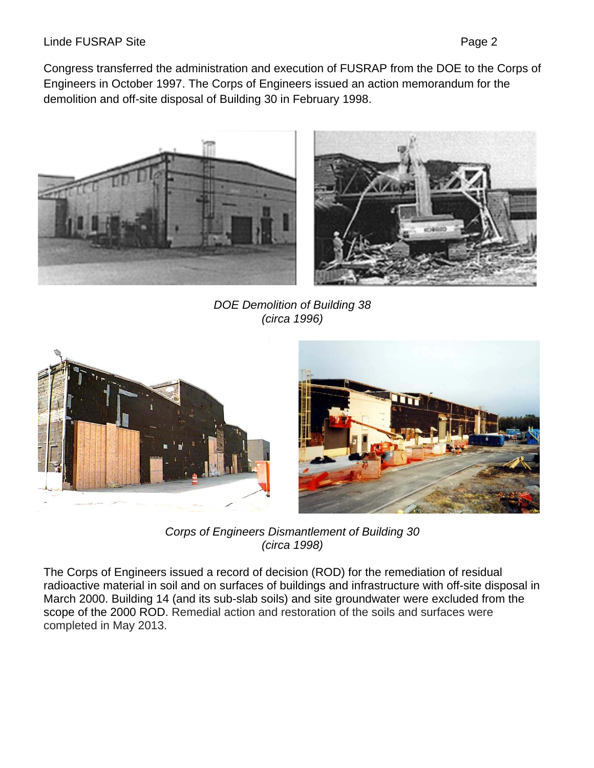Congress transferred the administration and execution of FUSRAP from the DOE to the Corps of Engineers in October 1997. The Corps of Engineers issued an action memorandum for the demolition and off-site disposal of Building 30 in February 1998.

*DOE Demolition of Building 38*
*(circa 1996)*

*Corps of Engineers Dismantlement of Building 30*
*(circa 1998)*

The Corps of Engineers issued a record of decision (ROD) for the remediation of residual radioactive material in soil and on surfaces of buildings and infrastructure with off-site disposal in March 2000. Building 14 (and its sub-slab soils) and site groundwater were excluded from the scope of the 2000 ROD. Remedial action and restoration of the soils and surfaces were completed in May 2013.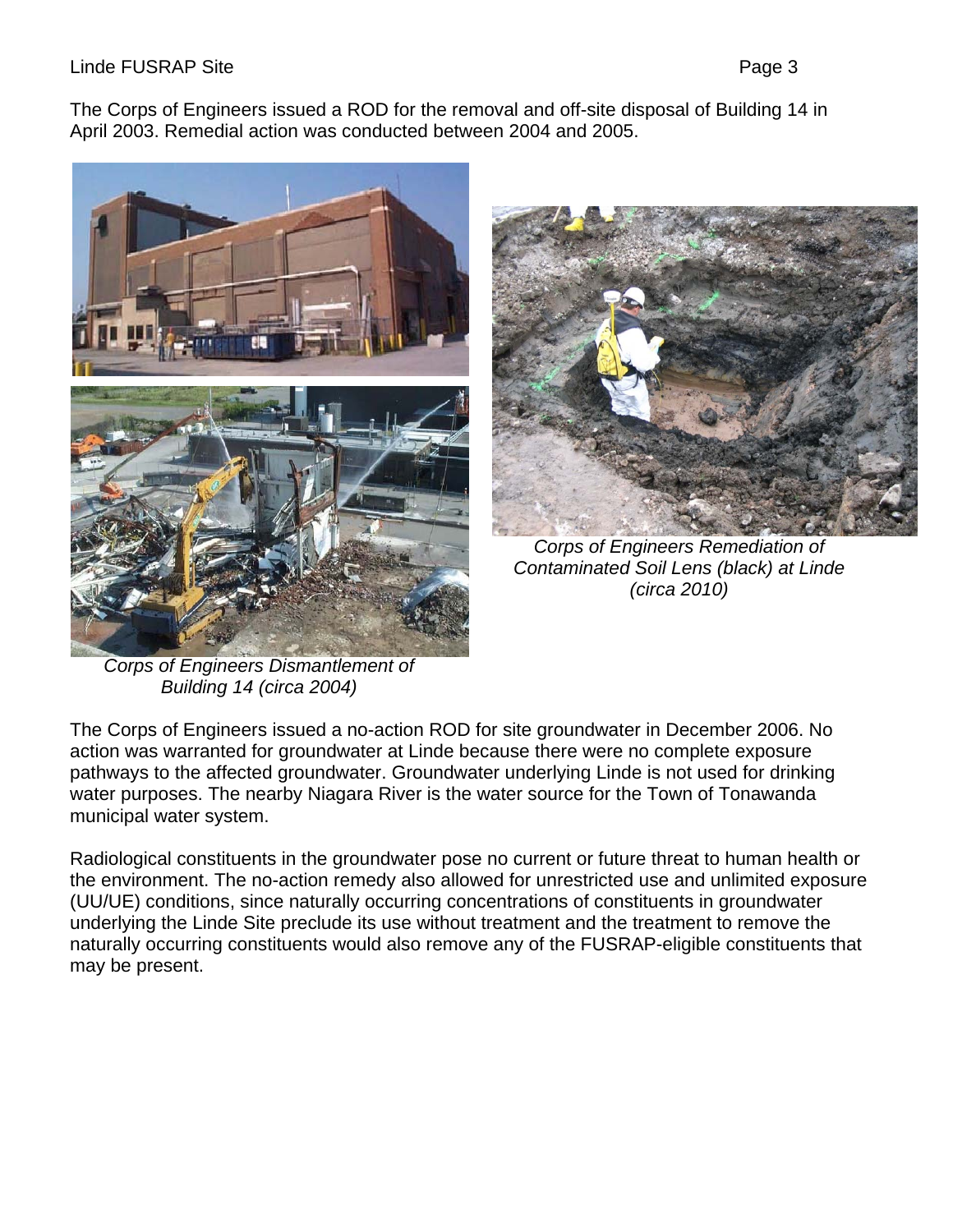The Corps of Engineers issued a ROD for the removal and off-site disposal of Building 14 in April 2003. Remedial action was conducted between 2004 and 2005.

*Corps of Engineers Dismantlement of Building 14 (circa 2004)*

*Corps of Engineers Remediation of Contaminated Soil Lens (black) at Linde (circa 2010)*

The Corps of Engineers issued a no-action ROD for site groundwater in December 2006. No action was warranted for groundwater at Linde because there were no complete exposure pathways to the affected groundwater. Groundwater underlying Linde is not used for drinking water purposes. The nearby Niagara River is the water source for the Town of Tonawanda municipal water system.

Radiological constituents in the groundwater pose no current or future threat to human health or the environment. The no-action remedy also allowed for unrestricted use and unlimited exposure (UU/UE) conditions, since naturally occurring concentrations of constituents in groundwater underlying the Linde Site preclude its use without treatment and the treatment to remove the naturally occurring constituents would also remove any of the FUSRAP-eligible constituents that may be present.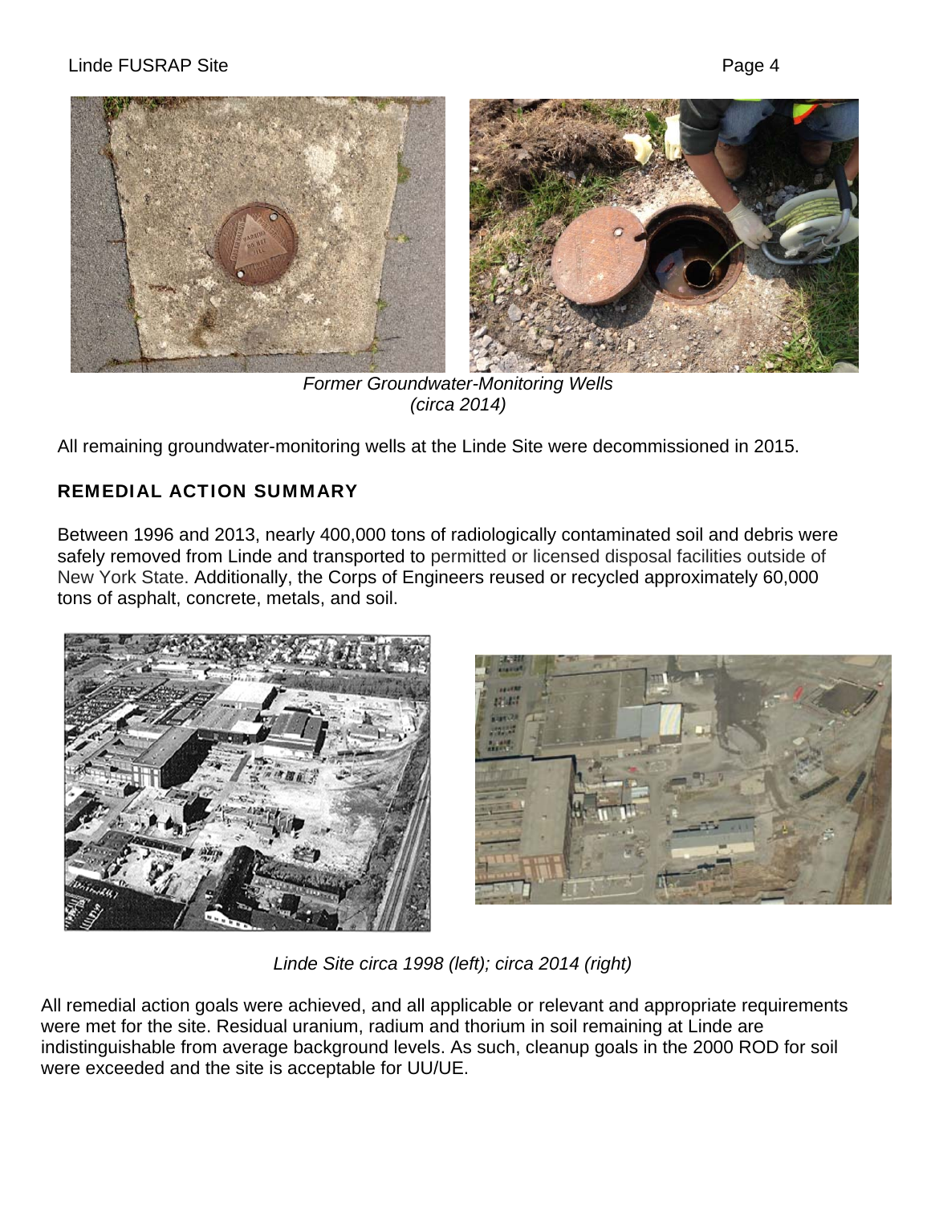*Former Groundwater-Monitoring Wells*
*(circa 2014)*

All remaining groundwater-monitoring wells at the Linde Site were decommissioned in 2015.

## REMEDIAL ACTION SUMMARY

Between 1996 and 2013, nearly 400,000 tons of radiologically contaminated soil and debris were safely removed from Linde and transported to permitted or licensed disposal facilities outside of New York State. Additionally, the Corps of Engineers reused or recycled approximately 60,000 tons of asphalt, concrete, metals, and soil.

*Linde Site circa 1998 (left); circa 2014 (right)*

All remedial action goals were achieved, and all applicable or relevant and appropriate requirements were met for the site. Residual uranium, radium and thorium in soil remaining at Linde are indistinguishable from average background levels. As such, cleanup goals in the 2000 ROD for soil were exceeded and the site is acceptable for UU/UE.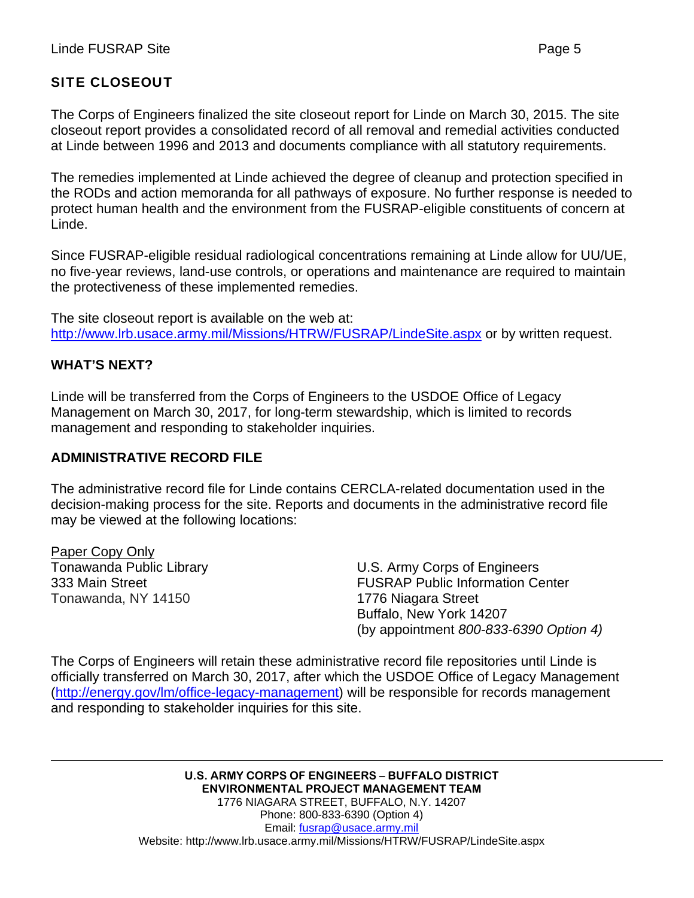## SITE CLOSEOUT

The Corps of Engineers finalized the site closeout report for Linde on March 30, 2015. The site closeout report provides a consolidated record of all removal and remedial activities conducted at Linde between 1996 and 2013 and documents compliance with all statutory requirements.

The remedies implemented at Linde achieved the degree of cleanup and protection specified in the RODs and action memoranda for all pathways of exposure. No further response is needed to protect human health and the environment from the FUSRAP-eligible constituents of concern at Linde.

Since FUSRAP-eligible residual radiological concentrations remaining at Linde allow for UU/UE, no five-year reviews, land-use controls, or operations and maintenance are required to maintain the protectiveness of these implemented remedies.

The site closeout report is available on the web at:
http://www.lrb.usace.army.mil/Missions/HTRW/FUSRAP/LindeSite.aspx or by written request.

## WHAT'S NEXT?

Linde will be transferred from the Corps of Engineers to the USDOE Office of Legacy Management on March 30, 2017, for long-term stewardship, which is limited to records management and responding to stakeholder inquiries.

## ADMINISTRATIVE RECORD FILE

The administrative record file for Linde contains CERCLA-related documentation used in the decision-making process for the site. Reports and documents in the administrative record file may be viewed at the following locations:

Paper Copy Only
Tonawanda Public Library
333 Main Street
Tonawanda, NY 14150

U.S. Army Corps of Engineers
FUSRAP Public Information Center
1776 Niagara Street
Buffalo, New York 14207
(by appointment *800-833-6390 Option 4)*

The Corps of Engineers will retain these administrative record file repositories until Linde is officially transferred on March 30, 2017, after which the USDOE Office of Legacy Management (http://energy.gov/lm/office-legacy-management) will be responsible for records management and responding to stakeholder inquiries for this site.

**U.S. ARMY CORPS OF ENGINEERS – BUFFALO DISTRICT**
**ENVIRONMENTAL PROJECT MANAGEMENT TEAM**
1776 NIAGARA STREET, BUFFALO, N.Y. 14207
Phone: 800-833-6390 (Option 4)
Email: fusrap@usace.army.mil
Website: http://www.lrb.usace.army.mil/Missions/HTRW/FUSRAP/LindeSite.aspx